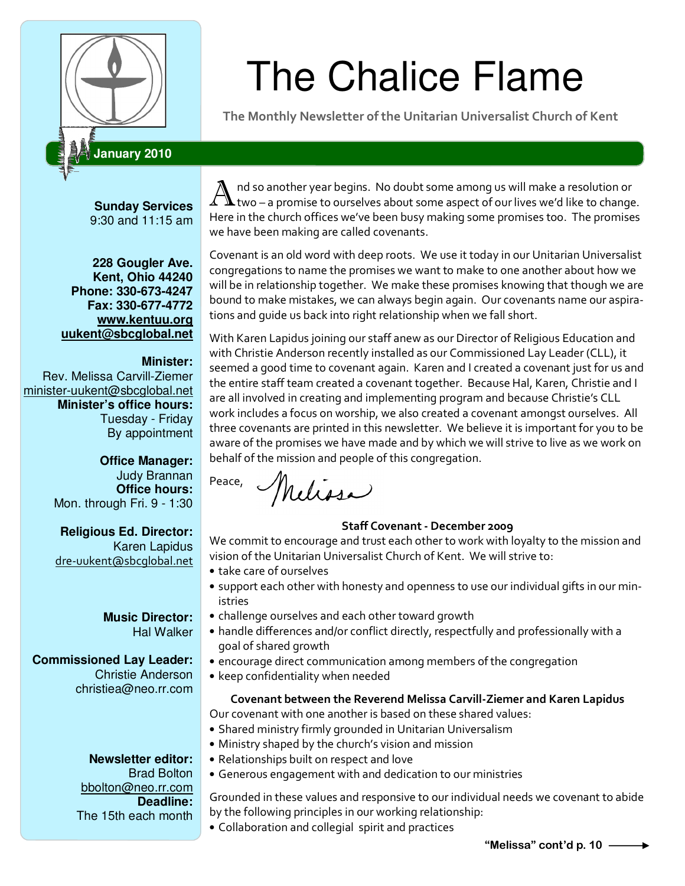# The Chalice Flame

**The Monthly Newsletter of the Unitarian Universalist Church of Kent**

**January 2010**

**Sunday Services**
9:30 and 11:15 am

**228 Gougler Ave.**
**Kent, Ohio 44240**
**Phone: 330-673-4247**
**Fax: 330-677-4772**
**www.kentuu.org**
**uukent@sbcglobal.net**

**Minister:**
Rev. Melissa Carvill-Ziemer
minister-uukent@sbcglobal.net
**Minister's office hours:**
Tuesday - Friday
By appointment

**Office Manager:**
Judy Brannan
**Office hours:**
Mon. through Fri. 9 - 1:30

**Religious Ed. Director:**
Karen Lapidus
dre-uukent@sbcglobal.net

**Music Director:**
Hal Walker

**Commissioned Lay Leader:**
Christie Anderson
christiea@neo.rr.com

**Newsletter editor:**
Brad Bolton
bbolton@neo.rr.com
**Deadline:**
The 15th each month

And so another year begins. No doubt some among us will make a resolution or two – a promise to ourselves about some aspect of our lives we'd like to change. Here in the church offices we've been busy making some promises too. The promises we have been making are called covenants.

Covenant is an old word with deep roots. We use it today in our Unitarian Universalist congregations to name the promises we want to make to one another about how we will be in relationship together. We make these promises knowing that though we are bound to make mistakes, we can always begin again. Our covenants name our aspirations and guide us back into right relationship when we fall short.

With Karen Lapidus joining our staff anew as our Director of Religious Education and with Christie Anderson recently installed as our Commissioned Lay Leader (CLL), it seemed a good time to covenant again. Karen and I created a covenant just for us and the entire staff team created a covenant together. Because Hal, Karen, Christie and I are all involved in creating and implementing program and because Christie's CLL work includes a focus on worship, we also created a covenant amongst ourselves. All three covenants are printed in this newsletter. We believe it is important for you to be aware of the promises we have made and by which we will strive to live as we work on behalf of the mission and people of this congregation.

Peace,
Melissa

**Staff Covenant - December 2009**

We commit to encourage and trust each other to work with loyalty to the mission and vision of the Unitarian Universalist Church of Kent. We will strive to:

- take care of ourselves
- support each other with honesty and openness to use our individual gifts in our ministries
- challenge ourselves and each other toward growth
- handle differences and/or conflict directly, respectfully and professionally with a goal of shared growth
- encourage direct communication among members of the congregation
- keep confidentiality when needed

**Covenant between the Reverend Melissa Carvill-Ziemer and Karen Lapidus**

Our covenant with one another is based on these shared values:

- Shared ministry firmly grounded in Unitarian Universalism
- Ministry shaped by the church's vision and mission
- Relationships built on respect and love
- Generous engagement with and dedication to our ministries

Grounded in these values and responsive to our individual needs we covenant to abide by the following principles in our working relationship:

- Collaboration and collegial spirit and practices

**"Melissa" cont'd p. 10**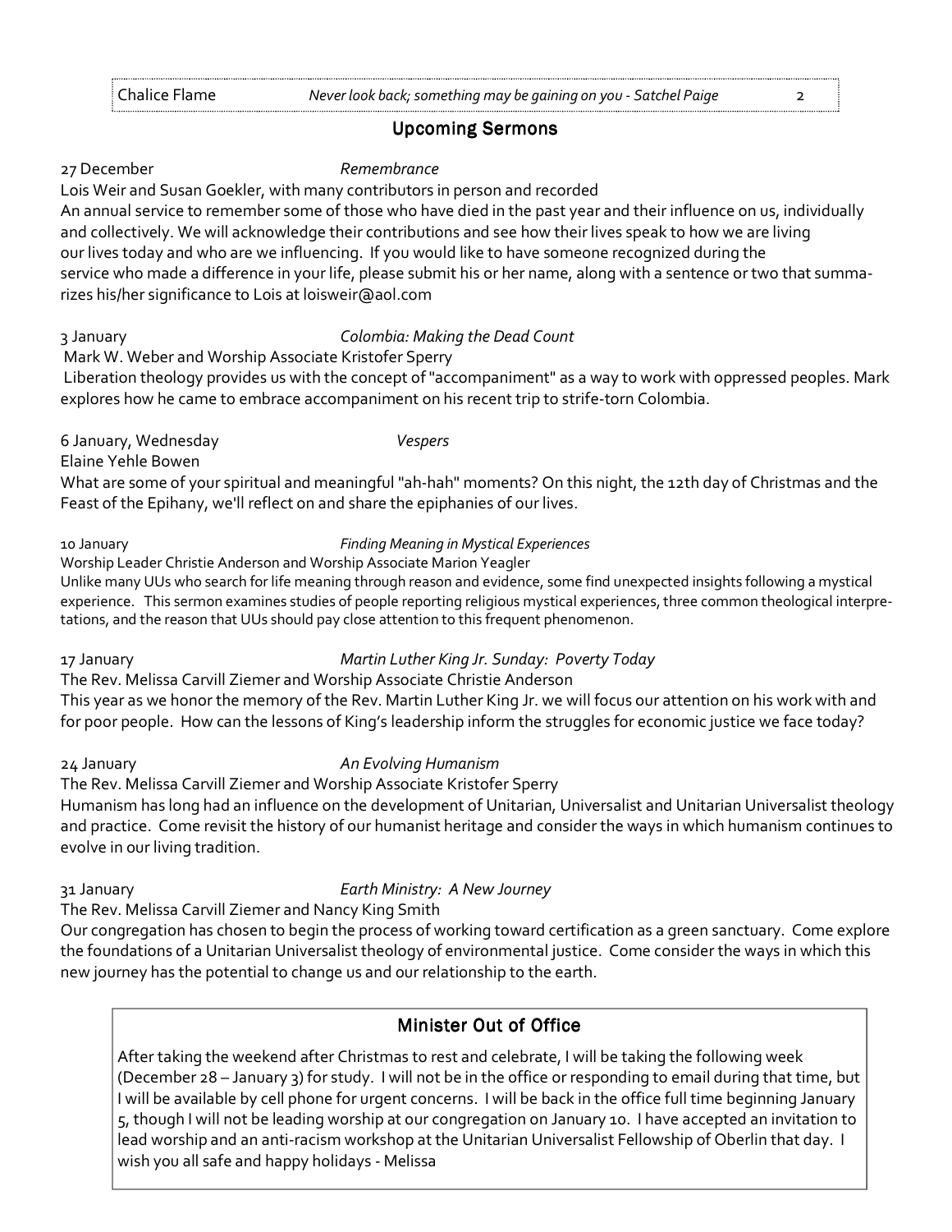## Upcoming Sermons

27 December *Remembrance*

Lois Weir and Susan Goekler, with many contributors in person and recorded

An annual service to remember some of those who have died in the past year and their influence on us, individually and collectively. We will acknowledge their contributions and see how their lives speak to how we are living our lives today and who are we influencing. If you would like to have someone recognized during the service who made a difference in your life, please submit his or her name, along with a sentence or two that summarizes his/her significance to Lois at loisweir@aol.com

3 January *Colombia: Making the Dead Count*

Mark W. Weber and Worship Associate Kristofer Sperry

Liberation theology provides us with the concept of "accompaniment" as a way to work with oppressed peoples. Mark explores how he came to embrace accompaniment on his recent trip to strife-torn Colombia.

6 January, Wednesday *Vespers*

Elaine Yehle Bowen

What are some of your spiritual and meaningful "ah-hah" moments? On this night, the 12th day of Christmas and the Feast of the Epihany, we'll reflect on and share the epiphanies of our lives.

10 January *Finding Meaning in Mystical Experiences*

Worship Leader Christie Anderson and Worship Associate Marion Yeagler

Unlike many UUs who search for life meaning through reason and evidence, some find unexpected insights following a mystical experience. This sermon examines studies of people reporting religious mystical experiences, three common theological interpretations, and the reason that UUs should pay close attention to this frequent phenomenon.

17 January *Martin Luther King Jr. Sunday: Poverty Today*

The Rev. Melissa Carvill Ziemer and Worship Associate Christie Anderson

This year as we honor the memory of the Rev. Martin Luther King Jr. we will focus our attention on his work with and for poor people. How can the lessons of King's leadership inform the struggles for economic justice we face today?

24 January *An Evolving Humanism*

The Rev. Melissa Carvill Ziemer and Worship Associate Kristofer Sperry

Humanism has long had an influence on the development of Unitarian, Universalist and Unitarian Universalist theology and practice. Come revisit the history of our humanist heritage and consider the ways in which humanism continues to evolve in our living tradition.

31 January *Earth Ministry: A New Journey*

The Rev. Melissa Carvill Ziemer and Nancy King Smith

Our congregation has chosen to begin the process of working toward certification as a green sanctuary. Come explore the foundations of a Unitarian Universalist theology of environmental justice. Come consider the ways in which this new journey has the potential to change us and our relationship to the earth.

## Minister Out of Office

After taking the weekend after Christmas to rest and celebrate, I will be taking the following week (December 28 – January 3) for study. I will not be in the office or responding to email during that time, but I will be available by cell phone for urgent concerns. I will be back in the office full time beginning January 5, though I will not be leading worship at our congregation on January 10. I have accepted an invitation to lead worship and an anti-racism workshop at the Unitarian Universalist Fellowship of Oberlin that day. I wish you all safe and happy holidays - Melissa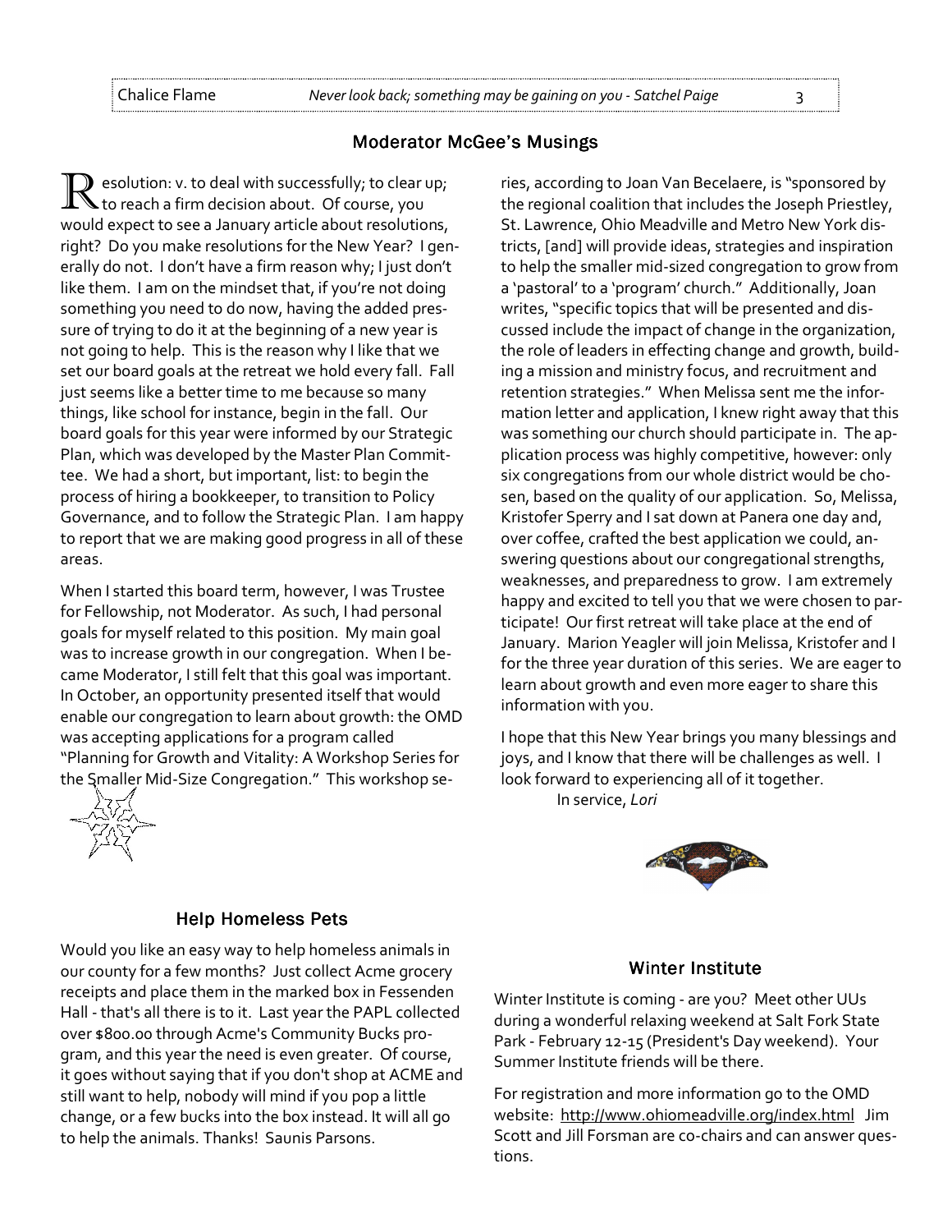## Moderator McGee's Musings

Resolution: v. to deal with successfully; to clear up; to reach a firm decision about. Of course, you would expect to see a January article about resolutions, right? Do you make resolutions for the New Year? I generally do not. I don't have a firm reason why; I just don't like them. I am on the mindset that, if you're not doing something you need to do now, having the added pressure of trying to do it at the beginning of a new year is not going to help. This is the reason why I like that we set our board goals at the retreat we hold every fall. Fall just seems like a better time to me because so many things, like school for instance, begin in the fall. Our board goals for this year were informed by our Strategic Plan, which was developed by the Master Plan Committee. We had a short, but important, list: to begin the process of hiring a bookkeeper, to transition to Policy Governance, and to follow the Strategic Plan. I am happy to report that we are making good progress in all of these areas.

When I started this board term, however, I was Trustee for Fellowship, not Moderator. As such, I had personal goals for myself related to this position. My main goal was to increase growth in our congregation. When I became Moderator, I still felt that this goal was important. In October, an opportunity presented itself that would enable our congregation to learn about growth: the OMD was accepting applications for a program called "Planning for Growth and Vitality: A Workshop Series for the Smaller Mid-Size Congregation." This workshop series, according to Joan Van Becelaere, is "sponsored by the regional coalition that includes the Joseph Priestley, St. Lawrence, Ohio Meadville and Metro New York districts, [and] will provide ideas, strategies and inspiration to help the smaller mid-sized congregation to grow from a 'pastoral' to a 'program' church." Additionally, Joan writes, "specific topics that will be presented and discussed include the impact of change in the organization, the role of leaders in effecting change and growth, building a mission and ministry focus, and recruitment and retention strategies." When Melissa sent me the information letter and application, I knew right away that this was something our church should participate in. The application process was highly competitive, however: only six congregations from our whole district would be chosen, based on the quality of our application. So, Melissa, Kristofer Sperry and I sat down at Panera one day and, over coffee, crafted the best application we could, answering questions about our congregational strengths, weaknesses, and preparedness to grow. I am extremely happy and excited to tell you that we were chosen to participate! Our first retreat will take place at the end of January. Marion Yeagler will join Melissa, Kristofer and I for the three year duration of this series. We are eager to learn about growth and even more eager to share this information with you.

I hope that this New Year brings you many blessings and joys, and I know that there will be challenges as well. I look forward to experiencing all of it together.

In service, *Lori*

## Help Homeless Pets

Would you like an easy way to help homeless animals in our county for a few months? Just collect Acme grocery receipts and place them in the marked box in Fessenden Hall - that's all there is to it. Last year the PAPL collected over $800.00 through Acme's Community Bucks program, and this year the need is even greater. Of course, it goes without saying that if you don't shop at ACME and still want to help, nobody will mind if you pop a little change, or a few bucks into the box instead. It will all go to help the animals. Thanks! Saunis Parsons.

## Winter Institute

Winter Institute is coming - are you? Meet other UUs during a wonderful relaxing weekend at Salt Fork State Park - February 12-15 (President's Day weekend). Your Summer Institute friends will be there.

For registration and more information go to the OMD website: http://www.ohiomeadville.org/index.html Jim Scott and Jill Forsman are co-chairs and can answer questions.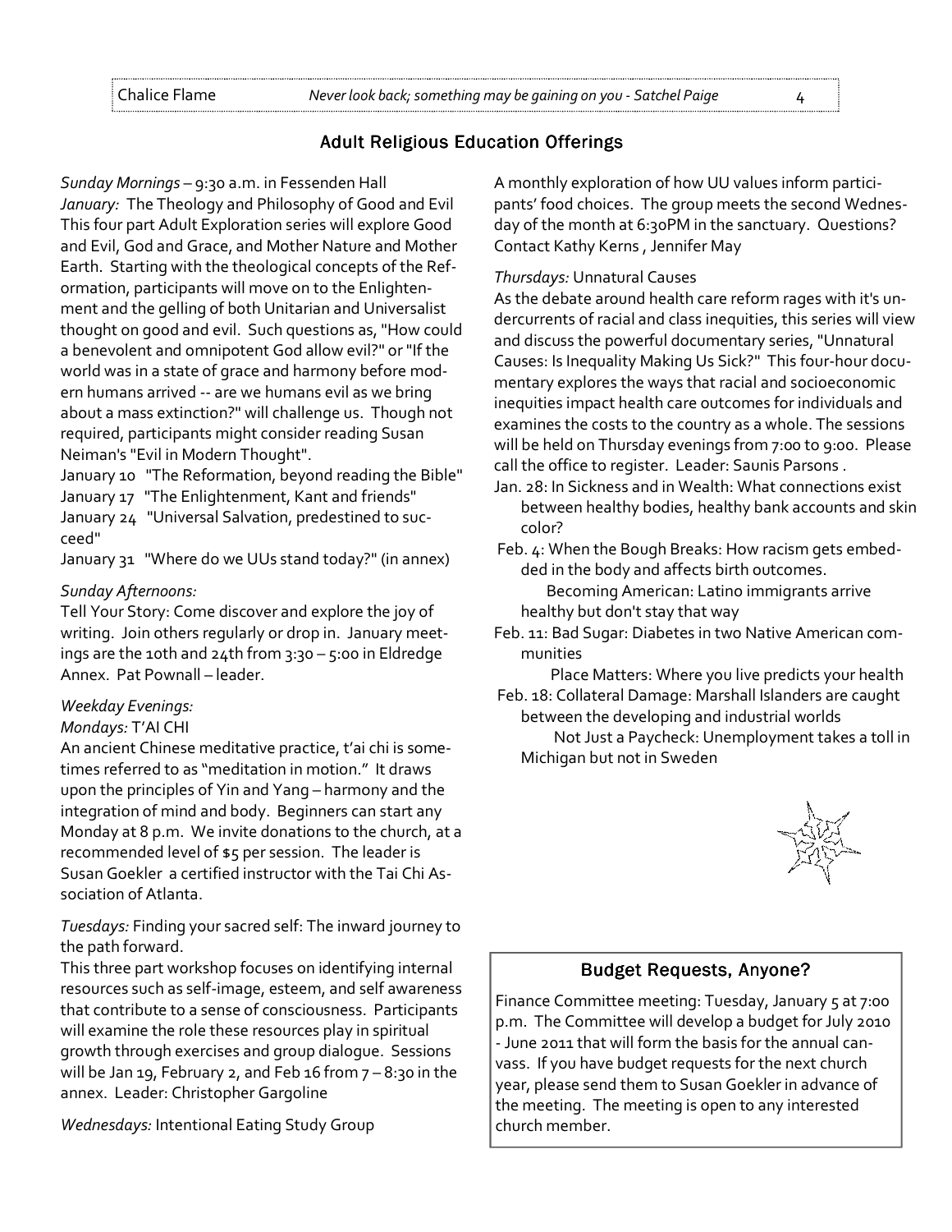## Adult Religious Education Offerings

*Sunday Mornings* – 9:30 a.m. in Fessenden Hall

*January:* The Theology and Philosophy of Good and Evil

This four part Adult Exploration series will explore Good and Evil, God and Grace, and Mother Nature and Mother Earth. Starting with the theological concepts of the Reformation, participants will move on to the Enlightenment and the gelling of both Unitarian and Universalist thought on good and evil. Such questions as, "How could a benevolent and omnipotent God allow evil?" or "If the world was in a state of grace and harmony before modern humans arrived -- are we humans evil as we bring about a mass extinction?" will challenge us. Though not required, participants might consider reading Susan Neiman's "Evil in Modern Thought".

January 10 "The Reformation, beyond reading the Bible"
January 17 "The Enlightenment, Kant and friends"
January 24 "Universal Salvation, predestined to succeed"
January 31 "Where do we UUs stand today?" (in annex)

*Sunday Afternoons:*

Tell Your Story: Come discover and explore the joy of writing. Join others regularly or drop in. January meetings are the 10th and 24th from 3:30 – 5:00 in Eldredge Annex. Pat Pownall – leader.

*Weekday Evenings:*

*Mondays:* T'AI CHI

An ancient Chinese meditative practice, t'ai chi is sometimes referred to as "meditation in motion." It draws upon the principles of Yin and Yang – harmony and the integration of mind and body. Beginners can start any Monday at 8 p.m. We invite donations to the church, at a recommended level of $5 per session. The leader is Susan Goekler a certified instructor with the Tai Chi Association of Atlanta.

*Tuesdays:* Finding your sacred self: The inward journey to the path forward.

This three part workshop focuses on identifying internal resources such as self-image, esteem, and self awareness that contribute to a sense of consciousness. Participants will examine the role these resources play in spiritual growth through exercises and group dialogue. Sessions will be Jan 19, February 2, and Feb 16 from 7 – 8:30 in the annex. Leader: Christopher Gargoline

*Wednesdays:* Intentional Eating Study Group

A monthly exploration of how UU values inform participants' food choices. The group meets the second Wednesday of the month at 6:30PM in the sanctuary. Questions? Contact Kathy Kerns , Jennifer May

*Thursdays:* Unnatural Causes

As the debate around health care reform rages with it's undercurrents of racial and class inequities, this series will view and discuss the powerful documentary series, "Unnatural Causes: Is Inequality Making Us Sick?" This four-hour documentary explores the ways that racial and socioeconomic inequities impact health care outcomes for individuals and examines the costs to the country as a whole. The sessions will be held on Thursday evenings from 7:00 to 9:00. Please call the office to register. Leader: Saunis Parsons .

Jan. 28: In Sickness and in Wealth: What connections exist between healthy bodies, healthy bank accounts and skin color?

Feb. 4: When the Bough Breaks: How racism gets embedded in the body and affects birth outcomes.
Becoming American: Latino immigrants arrive healthy but don't stay that way

Feb. 11: Bad Sugar: Diabetes in two Native American communities
Place Matters: Where you live predicts your health

Feb. 18: Collateral Damage: Marshall Islanders are caught between the developing and industrial worlds
Not Just a Paycheck: Unemployment takes a toll in Michigan but not in Sweden

## Budget Requests, Anyone?

Finance Committee meeting: Tuesday, January 5 at 7:00 p.m. The Committee will develop a budget for July 2010 - June 2011 that will form the basis for the annual canvass. If you have budget requests for the next church year, please send them to Susan Goekler in advance of the meeting. The meeting is open to any interested church member.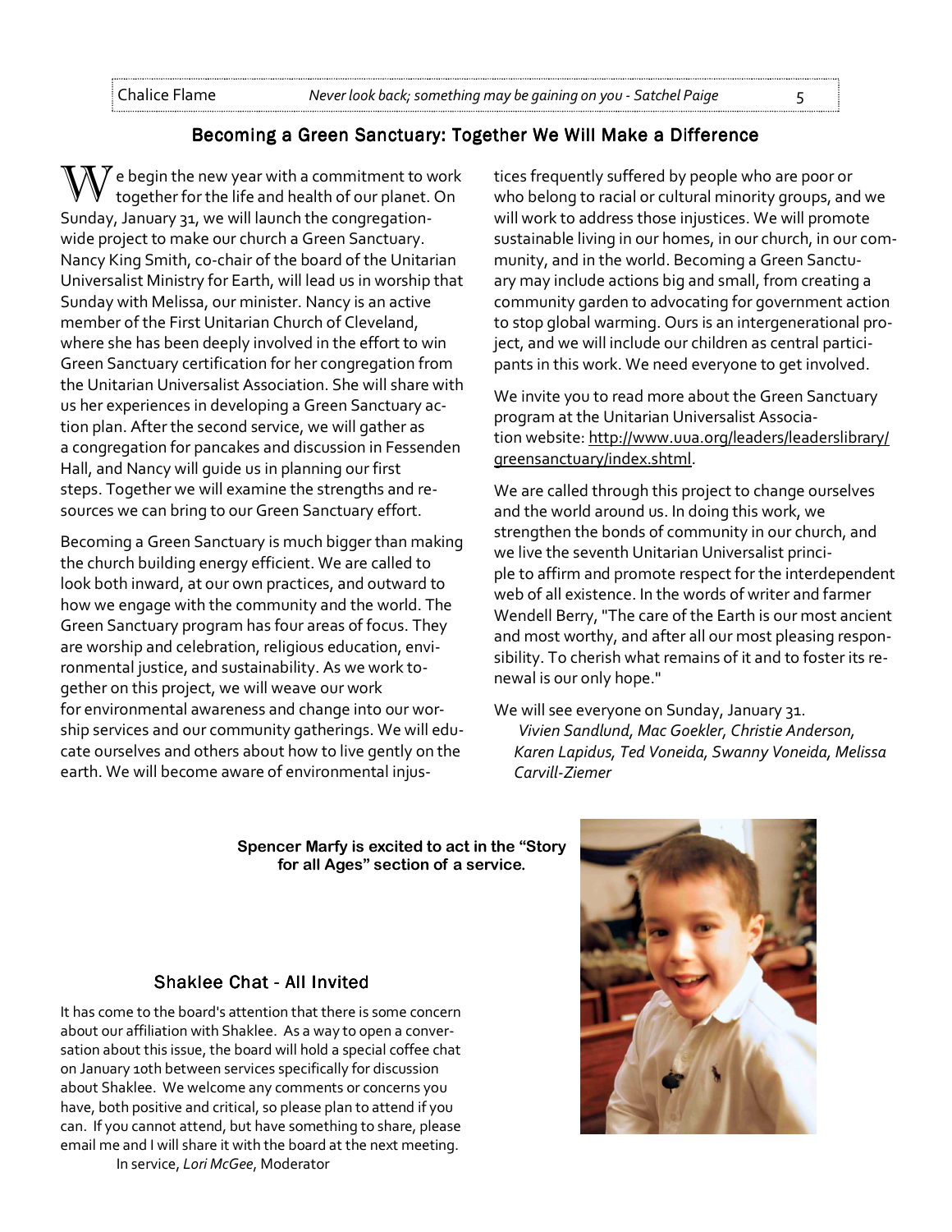## Becoming a Green Sanctuary: Together We Will Make a Difference

We begin the new year with a commitment to work together for the life and health of our planet. On Sunday, January 31, we will launch the congregation-wide project to make our church a Green Sanctuary. Nancy King Smith, co-chair of the board of the Unitarian Universalist Ministry for Earth, will lead us in worship that Sunday with Melissa, our minister. Nancy is an active member of the First Unitarian Church of Cleveland, where she has been deeply involved in the effort to win Green Sanctuary certification for her congregation from the Unitarian Universalist Association. She will share with us her experiences in developing a Green Sanctuary action plan. After the second service, we will gather as a congregation for pancakes and discussion in Fessenden Hall, and Nancy will guide us in planning our first steps. Together we will examine the strengths and resources we can bring to our Green Sanctuary effort.

Becoming a Green Sanctuary is much bigger than making the church building energy efficient. We are called to look both inward, at our own practices, and outward to how we engage with the community and the world. The Green Sanctuary program has four areas of focus. They are worship and celebration, religious education, environmental justice, and sustainability. As we work together on this project, we will weave our work for environmental awareness and change into our worship services and our community gatherings. We will educate ourselves and others about how to live gently on the earth. We will become aware of environmental injustices frequently suffered by people who are poor or who belong to racial or cultural minority groups, and we will work to address those injustices. We will promote sustainable living in our homes, in our church, in our community, and in the world. Becoming a Green Sanctuary may include actions big and small, from creating a community garden to advocating for government action to stop global warming. Ours is an intergenerational project, and we will include our children as central participants in this work. We need everyone to get involved.

We invite you to read more about the Green Sanctuary program at the Unitarian Universalist Association website: http://www.uua.org/leaders/leaderslibrary/greensanctuary/index.shtml.

We are called through this project to change ourselves and the world around us. In doing this work, we strengthen the bonds of community in our church, and we live the seventh Unitarian Universalist principle to affirm and promote respect for the interdependent web of all existence. In the words of writer and farmer Wendell Berry, "The care of the Earth is our most ancient and most worthy, and after all our most pleasing responsibility. To cherish what remains of it and to foster its renewal is our only hope."

We will see everyone on Sunday, January 31.

*Vivien Sandlund, Mac Goekler, Christie Anderson, Karen Lapidus, Ted Voneida, Swanny Voneida, Melissa Carvill-Ziemer*

**Spencer Marfy is excited to act in the "Story for all Ages" section of a service.**

### Shaklee Chat - All Invited

It has come to the board's attention that there is some concern about our affiliation with Shaklee. As a way to open a conversation about this issue, the board will hold a special coffee chat on January 10th between services specifically for discussion about Shaklee. We welcome any comments or concerns you have, both positive and critical, so please plan to attend if you can. If you cannot attend, but have something to share, please email me and I will share it with the board at the next meeting.

In service, *Lori McGee*, Moderator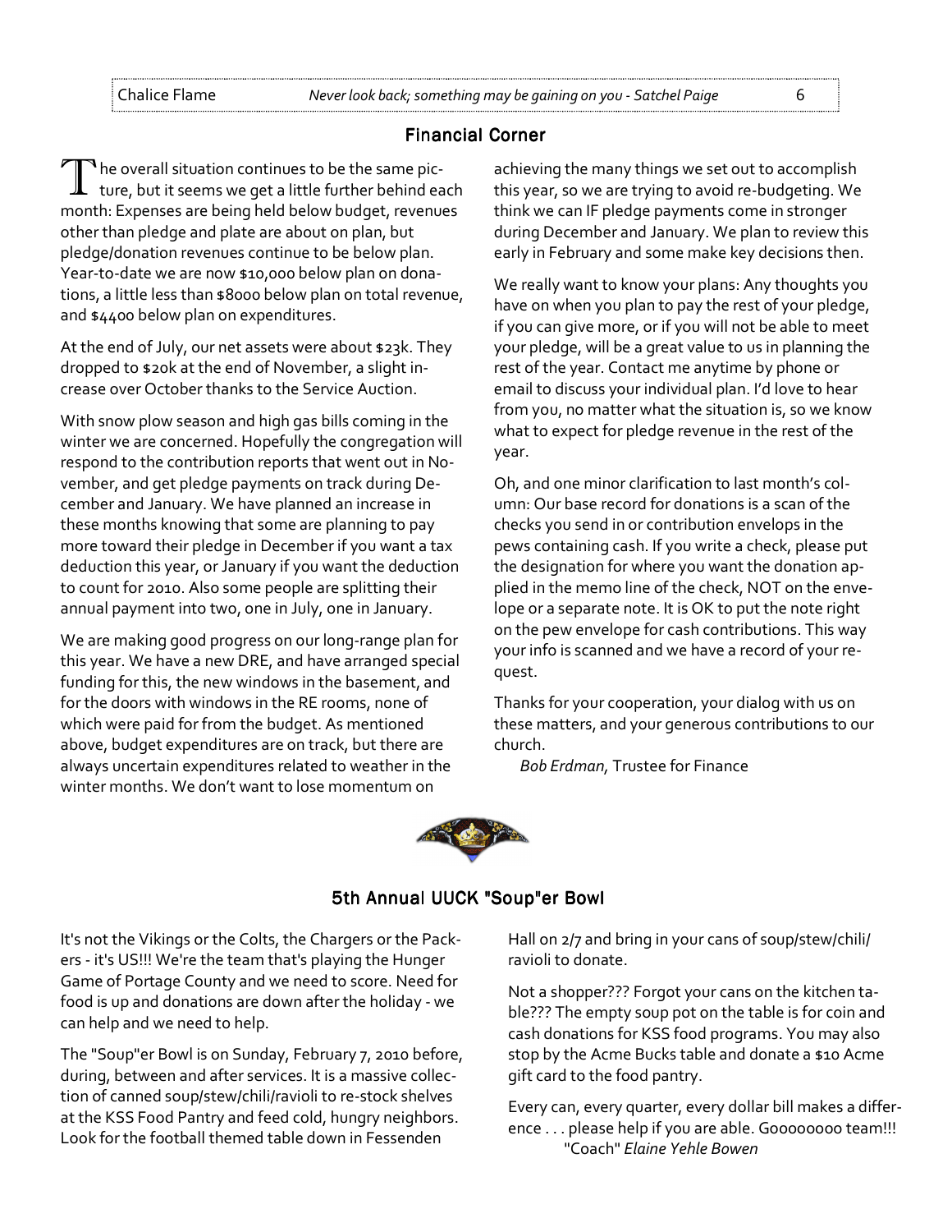## Financial Corner

The overall situation continues to be the same picture, but it seems we get a little further behind each month: Expenses are being held below budget, revenues other than pledge and plate are about on plan, but pledge/donation revenues continue to be below plan. Year-to-date we are now $10,000 below plan on donations, a little less than $8000 below plan on total revenue, and $4400 below plan on expenditures.

At the end of July, our net assets were about $23k. They dropped to $20k at the end of November, a slight increase over October thanks to the Service Auction.

With snow plow season and high gas bills coming in the winter we are concerned. Hopefully the congregation will respond to the contribution reports that went out in November, and get pledge payments on track during December and January. We have planned an increase in these months knowing that some are planning to pay more toward their pledge in December if you want a tax deduction this year, or January if you want the deduction to count for 2010. Also some people are splitting their annual payment into two, one in July, one in January.

We are making good progress on our long-range plan for this year. We have a new DRE, and have arranged special funding for this, the new windows in the basement, and for the doors with windows in the RE rooms, none of which were paid for from the budget. As mentioned above, budget expenditures are on track, but there are always uncertain expenditures related to weather in the winter months. We don't want to lose momentum on achieving the many things we set out to accomplish this year, so we are trying to avoid re-budgeting. We think we can IF pledge payments come in stronger during December and January. We plan to review this early in February and some make key decisions then.

We really want to know your plans: Any thoughts you have on when you plan to pay the rest of your pledge, if you can give more, or if you will not be able to meet your pledge, will be a great value to us in planning the rest of the year. Contact me anytime by phone or email to discuss your individual plan. I'd love to hear from you, no matter what the situation is, so we know what to expect for pledge revenue in the rest of the year.

Oh, and one minor clarification to last month's column: Our base record for donations is a scan of the checks you send in or contribution envelops in the pews containing cash. If you write a check, please put the designation for where you want the donation applied in the memo line of the check, NOT on the envelope or a separate note. It is OK to put the note right on the pew envelope for cash contributions. This way your info is scanned and we have a record of your request.

Thanks for your cooperation, your dialog with us on these matters, and your generous contributions to our church.

*Bob Erdman*, Trustee for Finance

## 5th Annual UUCK "Soup"er Bowl

It's not the Vikings or the Colts, the Chargers or the Packers - it's US!!! We're the team that's playing the Hunger Game of Portage County and we need to score. Need for food is up and donations are down after the holiday - we can help and we need to help.

The "Soup"er Bowl is on Sunday, February 7, 2010 before, during, between and after services. It is a massive collection of canned soup/stew/chili/ravioli to re-stock shelves at the KSS Food Pantry and feed cold, hungry neighbors. Look for the football themed table down in Fessenden Hall on 2/7 and bring in your cans of soup/stew/chili/ravioli to donate.

Not a shopper??? Forgot your cans on the kitchen table??? The empty soup pot on the table is for coin and cash donations for KSS food programs. You may also stop by the Acme Bucks table and donate a $10 Acme gift card to the food pantry.

Every can, every quarter, every dollar bill makes a difference . . . please help if you are able. Goooooooo team!!!

"Coach" *Elaine Yehle Bowen*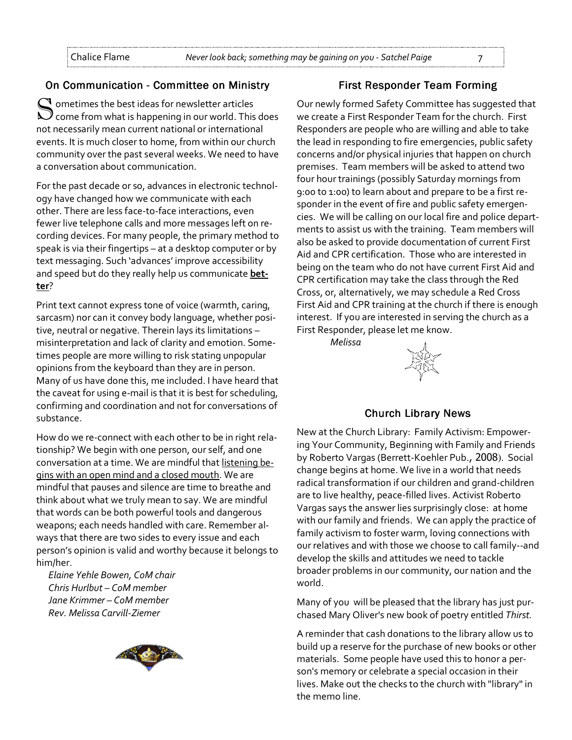## On Communication - Committee on Ministry

Sometimes the best ideas for newsletter articles come from what is happening in our world. This does not necessarily mean current national or international events. It is much closer to home, from within our church community over the past several weeks. We need to have a conversation about communication.

For the past decade or so, advances in electronic technology have changed how we communicate with each other. There are less face-to-face interactions, even fewer live telephone calls and more messages left on recording devices. For many people, the primary method to speak is via their fingertips – at a desktop computer or by text messaging. Such 'advances' improve accessibility and speed but do they really help us communicate **better**?

Print text cannot express tone of voice (warmth, caring, sarcasm) nor can it convey body language, whether positive, neutral or negative. Therein lays its limitations – misinterpretation and lack of clarity and emotion. Sometimes people are more willing to risk stating unpopular opinions from the keyboard than they are in person. Many of us have done this, me included. I have heard that the caveat for using e-mail is that it is best for scheduling, confirming and coordination and not for conversations of substance.

How do we re-connect with each other to be in right relationship? We begin with one person, our self, and one conversation at a time. We are mindful that listening begins with an open mind and a closed mouth. We are mindful that pauses and silence are time to breathe and think about what we truly mean to say. We are mindful that words can be both powerful tools and dangerous weapons; each needs handled with care. Remember always that there are two sides to every issue and each person's opinion is valid and worthy because it belongs to him/her.

*Elaine Yehle Bowen, CoM chair*
*Chris Hurlbut – CoM member*
*Jane Krimmer – CoM member*
*Rev. Melissa Carvill-Ziemer*

## First Responder Team Forming

Our newly formed Safety Committee has suggested that we create a First Responder Team for the church. First Responders are people who are willing and able to take the lead in responding to fire emergencies, public safety concerns and/or physical injuries that happen on church premises. Team members will be asked to attend two four hour trainings (possibly Saturday mornings from 9:00 to 1:00) to learn about and prepare to be a first responder in the event of fire and public safety emergencies. We will be calling on our local fire and police departments to assist us with the training. Team members will also be asked to provide documentation of current First Aid and CPR certification. Those who are interested in being on the team who do not have current First Aid and CPR certification may take the class through the Red Cross, or, alternatively, we may schedule a Red Cross First Aid and CPR training at the church if there is enough interest. If you are interested in serving the church as a First Responder, please let me know.

*Melissa*

## Church Library News

New at the Church Library: Family Activism: Empowering Your Community, Beginning with Family and Friends by Roberto Vargas (Berrett-Koehler Pub., 2008). Social change begins at home. We live in a world that needs radical transformation if our children and grand-children are to live healthy, peace-filled lives. Activist Roberto Vargas says the answer lies surprisingly close: at home with our family and friends. We can apply the practice of family activism to foster warm, loving connections with our relatives and with those we choose to call family--and develop the skills and attitudes we need to tackle broader problems in our community, our nation and the world.

Many of you will be pleased that the library has just purchased Mary Oliver's new book of poetry entitled *Thirst*.

A reminder that cash donations to the library allow us to build up a reserve for the purchase of new books or other materials. Some people have used this to honor a person's memory or celebrate a special occasion in their lives. Make out the checks to the church with "library" in the memo line.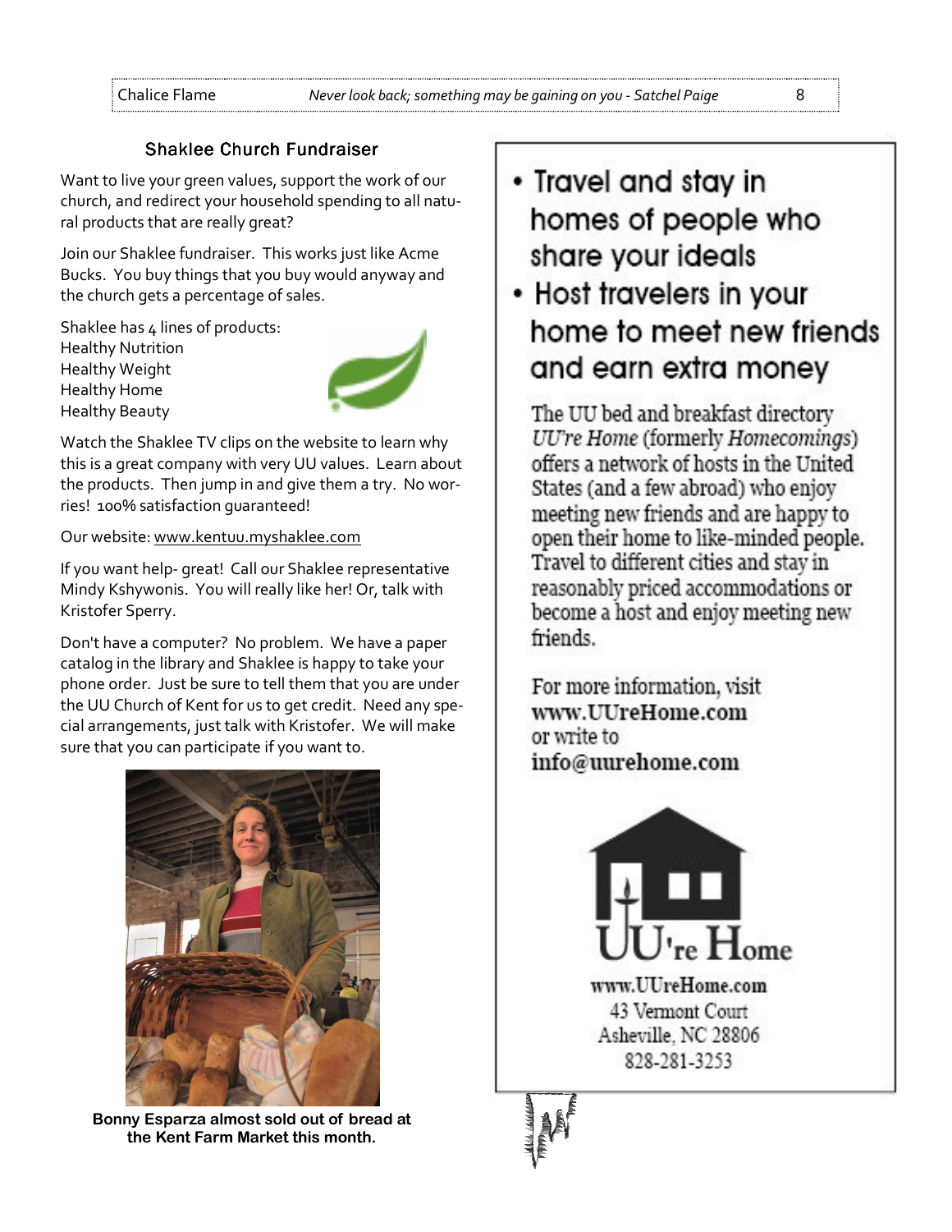## Shaklee Church Fundraiser

Want to live your green values, support the work of our church, and redirect your household spending to all natural products that are really great?

Join our Shaklee fundraiser. This works just like Acme Bucks. You buy things that you buy would anyway and the church gets a percentage of sales.

Shaklee has 4 lines of products:
Healthy Nutrition
Healthy Weight
Healthy Home
Healthy Beauty

Watch the Shaklee TV clips on the website to learn why this is a great company with very UU values. Learn about the products. Then jump in and give them a try. No worries! 100% satisfaction guaranteed!

Our website: www.kentuu.myshaklee.com

If you want help- great! Call our Shaklee representative Mindy Kshywonis. You will really like her! Or, talk with Kristofer Sperry.

Don't have a computer? No problem. We have a paper catalog in the library and Shaklee is happy to take your phone order. Just be sure to tell them that you are under the UU Church of Kent for us to get credit. Need any special arrangements, just talk with Kristofer. We will make sure that you can participate if you want to.

**Bonny Esparza almost sold out of bread at the Kent Farm Market this month.**

- Travel and stay in homes of people who share your ideals
- Host travelers in your home to meet new friends and earn extra money

The UU bed and breakfast directory *UU're Home* (formerly *Homecomings*) offers a network of hosts in the United States (and a few abroad) who enjoy meeting new friends and are happy to open their home to like-minded people. Travel to different cities and stay in reasonably priced accommodations or become a host and enjoy meeting new friends.

For more information, visit **www.UUreHome.com** or write to **info@uurehome.com**

UU're Home
www.UUreHome.com
43 Vermont Court
Asheville, NC 28806
828-281-3253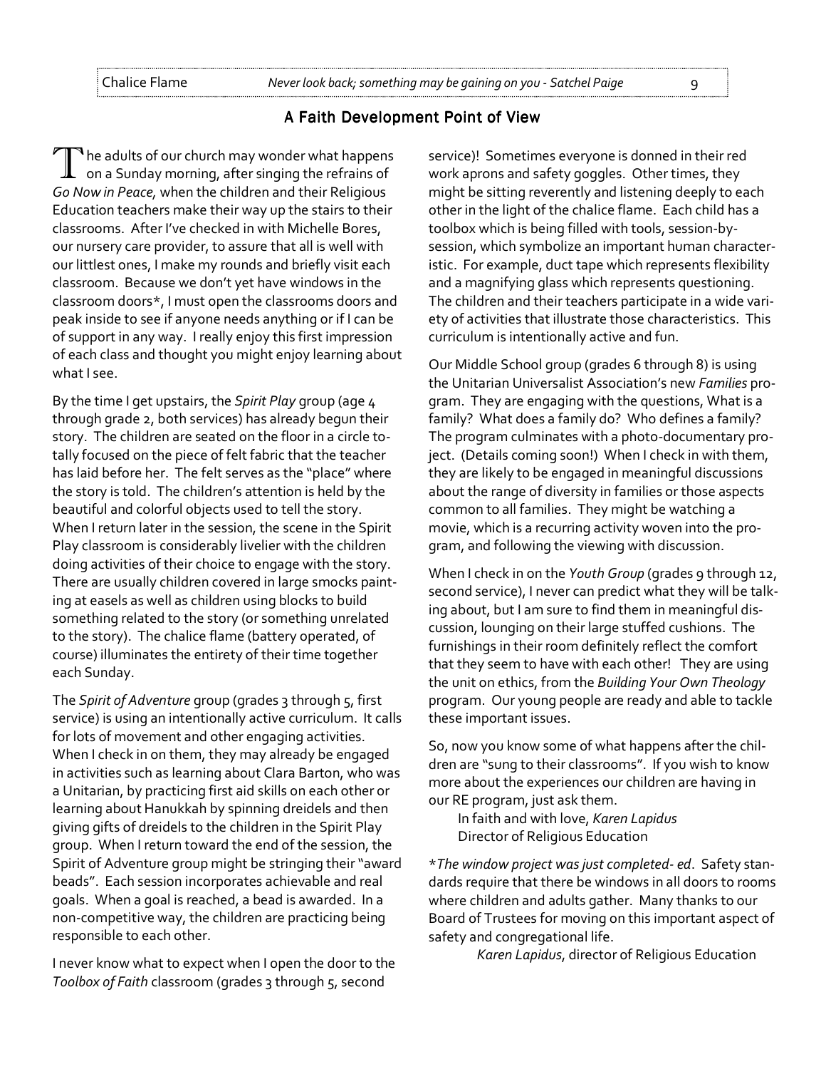## A Faith Development Point of View

The adults of our church may wonder what happens on a Sunday morning, after singing the refrains of *Go Now in Peace,* when the children and their Religious Education teachers make their way up the stairs to their classrooms. After I've checked in with Michelle Bores, our nursery care provider, to assure that all is well with our littlest ones, I make my rounds and briefly visit each classroom. Because we don't yet have windows in the classroom doors*, I must open the classrooms doors and peak inside to see if anyone needs anything or if I can be of support in any way. I really enjoy this first impression of each class and thought you might enjoy learning about what I see.

By the time I get upstairs, the *Spirit Play* group (age 4 through grade 2, both services) has already begun their story. The children are seated on the floor in a circle totally focused on the piece of felt fabric that the teacher has laid before her. The felt serves as the "place" where the story is told. The children's attention is held by the beautiful and colorful objects used to tell the story. When I return later in the session, the scene in the Spirit Play classroom is considerably livelier with the children doing activities of their choice to engage with the story. There are usually children covered in large smocks painting at easels as well as children using blocks to build something related to the story (or something unrelated to the story). The chalice flame (battery operated, of course) illuminates the entirety of their time together each Sunday.

The *Spirit of Adventure* group (grades 3 through 5, first service) is using an intentionally active curriculum. It calls for lots of movement and other engaging activities. When I check in on them, they may already be engaged in activities such as learning about Clara Barton, who was a Unitarian, by practicing first aid skills on each other or learning about Hanukkah by spinning dreidels and then giving gifts of dreidels to the children in the Spirit Play group. When I return toward the end of the session, the Spirit of Adventure group might be stringing their "award beads". Each session incorporates achievable and real goals. When a goal is reached, a bead is awarded. In a non-competitive way, the children are practicing being responsible to each other.

I never know what to expect when I open the door to the *Toolbox of Faith* classroom (grades 3 through 5, second service)! Sometimes everyone is donned in their red work aprons and safety goggles. Other times, they might be sitting reverently and listening deeply to each other in the light of the chalice flame. Each child has a toolbox which is being filled with tools, session-by-session, which symbolize an important human characteristic. For example, duct tape which represents flexibility and a magnifying glass which represents questioning. The children and their teachers participate in a wide variety of activities that illustrate those characteristics. This curriculum is intentionally active and fun.

Our Middle School group (grades 6 through 8) is using the Unitarian Universalist Association's new *Families* program. They are engaging with the questions, What is a family? What does a family do? Who defines a family? The program culminates with a photo-documentary project. (Details coming soon!) When I check in with them, they are likely to be engaged in meaningful discussions about the range of diversity in families or those aspects common to all families. They might be watching a movie, which is a recurring activity woven into the program, and following the viewing with discussion.

When I check in on the *Youth Group* (grades 9 through 12, second service), I never can predict what they will be talking about, but I am sure to find them in meaningful discussion, lounging on their large stuffed cushions. The furnishings in their room definitely reflect the comfort that they seem to have with each other! They are using the unit on ethics, from the *Building Your Own Theology* program. Our young people are ready and able to tackle these important issues.

So, now you know some of what happens after the children are "sung to their classrooms". If you wish to know more about the experiences our children are having in our RE program, just ask them.

In faith and with love, *Karen Lapidus*
Director of Religious Education

**The window project was just completed- ed*. Safety standards require that there be windows in all doors to rooms where children and adults gather. Many thanks to our Board of Trustees for moving on this important aspect of safety and congregational life.

*Karen Lapidus*, director of Religious Education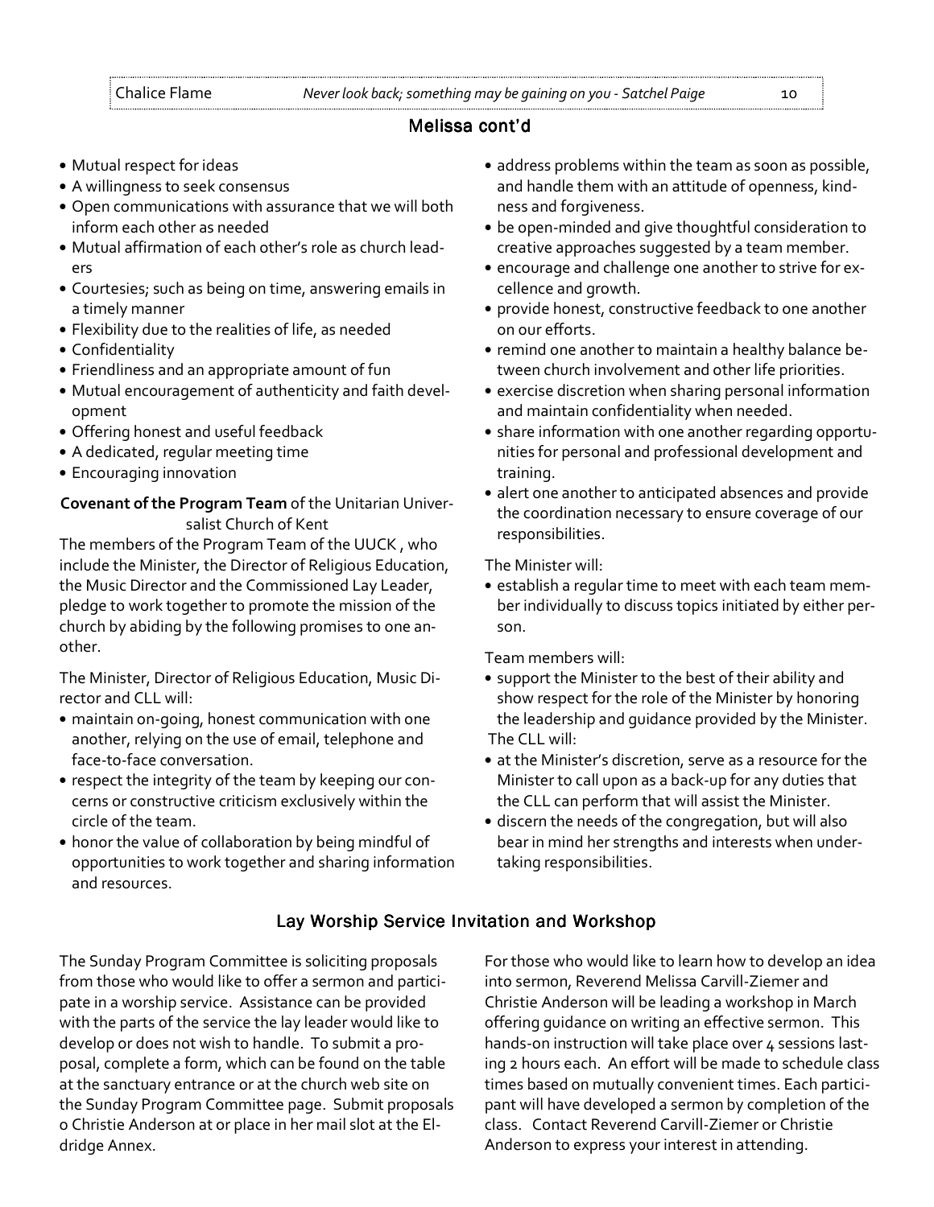## Melissa cont'd

- Mutual respect for ideas
- A willingness to seek consensus
- Open communications with assurance that we will both inform each other as needed
- Mutual affirmation of each other's role as church leaders
- Courtesies; such as being on time, answering emails in a timely manner
- Flexibility due to the realities of life, as needed
- Confidentiality
- Friendliness and an appropriate amount of fun
- Mutual encouragement of authenticity and faith development
- Offering honest and useful feedback
- A dedicated, regular meeting time
- Encouraging innovation

**Covenant of the Program Team** of the Unitarian Universalist Church of Kent

The members of the Program Team of the UUCK , who include the Minister, the Director of Religious Education, the Music Director and the Commissioned Lay Leader, pledge to work together to promote the mission of the church by abiding by the following promises to one another.

The Minister, Director of Religious Education, Music Director and CLL will:

- maintain on-going, honest communication with one another, relying on the use of email, telephone and face-to-face conversation.
- respect the integrity of the team by keeping our concerns or constructive criticism exclusively within the circle of the team.
- honor the value of collaboration by being mindful of opportunities to work together and sharing information and resources.
- address problems within the team as soon as possible, and handle them with an attitude of openness, kindness and forgiveness.
- be open-minded and give thoughtful consideration to creative approaches suggested by a team member.
- encourage and challenge one another to strive for excellence and growth.
- provide honest, constructive feedback to one another on our efforts.
- remind one another to maintain a healthy balance between church involvement and other life priorities.
- exercise discretion when sharing personal information and maintain confidentiality when needed.
- share information with one another regarding opportunities for personal and professional development and training.
- alert one another to anticipated absences and provide the coordination necessary to ensure coverage of our responsibilities.

The Minister will:

- establish a regular time to meet with each team member individually to discuss topics initiated by either person.

Team members will:

- support the Minister to the best of their ability and show respect for the role of the Minister by honoring the leadership and guidance provided by the Minister.

The CLL will:

- at the Minister's discretion, serve as a resource for the Minister to call upon as a back-up for any duties that the CLL can perform that will assist the Minister.
- discern the needs of the congregation, but will also bear in mind her strengths and interests when undertaking responsibilities.

## Lay Worship Service Invitation and Workshop

The Sunday Program Committee is soliciting proposals from those who would like to offer a sermon and participate in a worship service. Assistance can be provided with the parts of the service the lay leader would like to develop or does not wish to handle. To submit a proposal, complete a form, which can be found on the table at the sanctuary entrance or at the church web site on the Sunday Program Committee page. Submit proposals o Christie Anderson at or place in her mail slot at the Eldridge Annex.

For those who would like to learn how to develop an idea into sermon, Reverend Melissa Carvill-Ziemer and Christie Anderson will be leading a workshop in March offering guidance on writing an effective sermon. This hands-on instruction will take place over 4 sessions lasting 2 hours each. An effort will be made to schedule class times based on mutually convenient times. Each participant will have developed a sermon by completion of the class. Contact Reverend Carvill-Ziemer or Christie Anderson to express your interest in attending.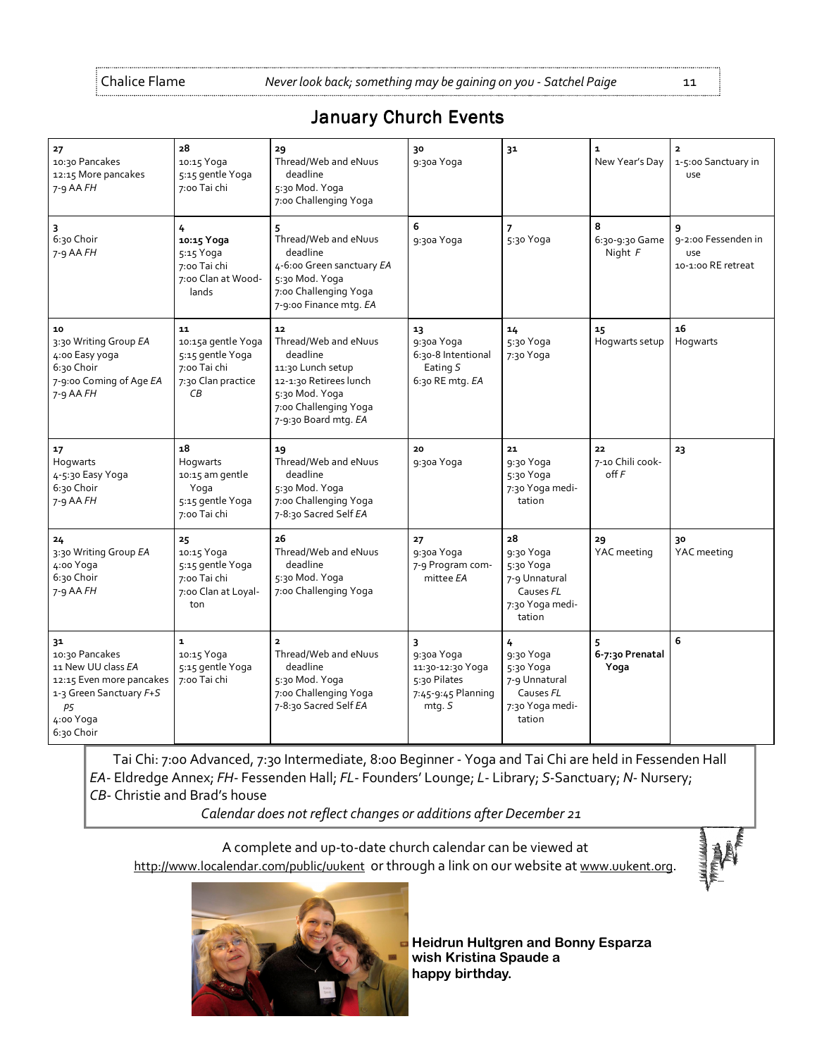## January Church Events

| | | | | | | |
|---|---|---|---|---|---|---|
| **27**<br>10:30 Pancakes<br>12:15 More pancakes<br>7-9 AA *FH* | **28**<br>10:15 Yoga<br>5:15 gentle Yoga<br>7:00 Tai chi | **29**<br>Thread/Web and eNuus deadline<br>5:30 Mod. Yoga<br>7:00 Challenging Yoga | **30**<br>9:30a Yoga | **31** | **1**<br>New Year's Day | **2**<br>1-5:00 Sanctuary in use |
| **3**<br>6:30 Choir<br>7-9 AA *FH* | **4**<br>**10:15 Yoga**<br>5:15 Yoga<br>7:00 Tai chi<br>7:00 Clan at Woodlands | **5**<br>Thread/Web and eNuus deadline<br>4-6:00 Green sanctuary *EA*<br>5:30 Mod. Yoga<br>7:00 Challenging Yoga<br>7-9:00 Finance mtg. *EA* | **6**<br>9:30a Yoga | **7**<br>5:30 Yoga | **8**<br>6:30-9:30 Game Night *F* | **9**<br>9-2:00 Fessenden in use<br>10-1:00 RE retreat |
| **10**<br>3:30 Writing Group *EA*<br>4:00 Easy yoga<br>6:30 Choir<br>7-9:00 Coming of Age *EA*<br>7-9 AA *FH* | **11**<br>10:15a gentle Yoga<br>5:15 gentle Yoga<br>7:00 Tai chi<br>7:30 Clan practice *CB* | **12**<br>Thread/Web and eNuus deadline<br>11:30 Lunch setup<br>12-1:30 Retirees lunch<br>5:30 Mod. Yoga<br>7:00 Challenging Yoga<br>7-9:30 Board mtg. *EA* | **13**<br>9:30a Yoga<br>6:30-8 Intentional Eating *S*<br>6:30 RE mtg. *EA* | **14**<br>5:30 Yoga<br>7:30 Yoga | **15**<br>Hogwarts setup | **16**<br>Hogwarts |
| **17**<br>Hogwarts<br>4-5:30 Easy Yoga<br>6:30 Choir<br>7-9 AA *FH* | **18**<br>Hogwarts<br>10:15 am gentle Yoga<br>5:15 gentle Yoga<br>7:00 Tai chi | **19**<br>Thread/Web and eNuus deadline<br>5:30 Mod. Yoga<br>7:00 Challenging Yoga<br>7-8:30 Sacred Self *EA* | **20**<br>9:30a Yoga | **21**<br>9:30 Yoga<br>5:30 Yoga<br>7:30 Yoga meditation | **22**<br>7-10 Chili cook-off *F* | **23** |
| **24**<br>3:30 Writing Group *EA*<br>4:00 Yoga<br>6:30 Choir<br>7-9 AA *FH* | **25**<br>10:15 Yoga<br>5:15 gentle Yoga<br>7:00 Tai chi<br>7:00 Clan at Loyalton | **26**<br>Thread/Web and eNuus deadline<br>5:30 Mod. Yoga<br>7:00 Challenging Yoga | **27**<br>9:30a Yoga<br>7-9 Program committee *EA* | **28**<br>9:30 Yoga<br>5:30 Yoga<br>7-9 Unnatural Causes *FL*<br>7:30 Yoga meditation | **29**<br>YAC meeting | **30**<br>YAC meeting |
| **31**<br>10:30 Pancakes<br>11 New UU class *EA*<br>12:15 Even more pancakes<br>1-3 Green Sanctuary *F+S P5*<br>4:00 Yoga<br>6:30 Choir | **1**<br>10:15 Yoga<br>5:15 gentle Yoga<br>7:00 Tai chi | **2**<br>Thread/Web and eNuus deadline<br>5:30 Mod. Yoga<br>7:00 Challenging Yoga<br>7-8:30 Sacred Self *EA* | **3**<br>9:30a Yoga<br>11:30-12:30 Yoga<br>5:30 Pilates<br>7:45-9:45 Planning mtg. *S* | **4**<br>9:30 Yoga<br>5:30 Yoga<br>7-9 Unnatural Causes *FL*<br>7:30 Yoga meditation | **5**<br>**6-7:30 Prenatal Yoga** | **6** |

Tai Chi: 7:00 Advanced, 7:30 Intermediate, 8:00 Beginner - Yoga and Tai Chi are held in Fessenden Hall
*EA*- Eldredge Annex; *FH*- Fessenden Hall; *FL*- Founders' Lounge; *L*- Library; *S*-Sanctuary; *N*- Nursery; *CB*- Christie and Brad's house

*Calendar does not reflect changes or additions after December 21*

A complete and up-to-date church calendar can be viewed at http://www.localendar.com/public/uukent or through a link on our website at www.uukent.org.

**Heidrun Hultgren and Bonny Esparza wish Kristina Spaude a happy birthday.**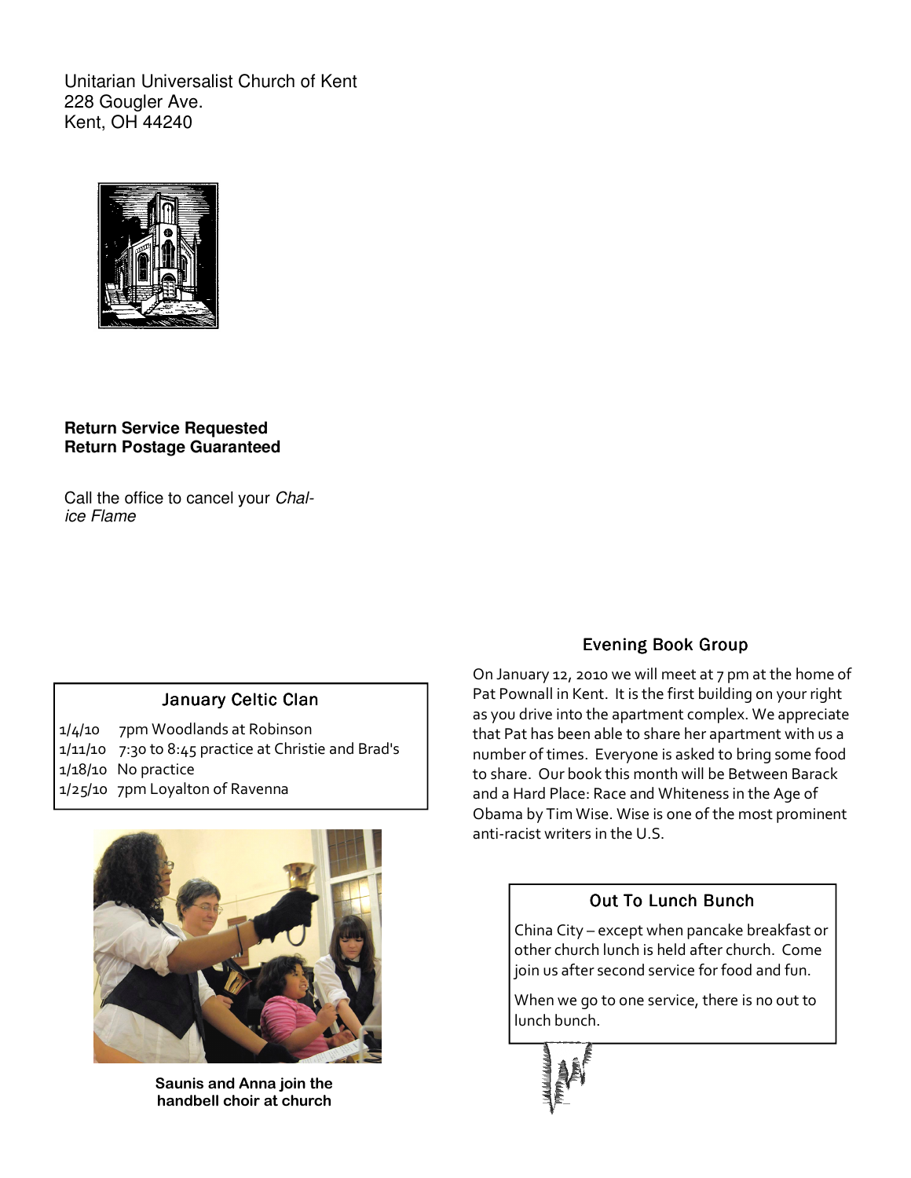Unitarian Universalist Church of Kent
228 Gougler Ave.
Kent, OH 44240

**Return Service Requested**
**Return Postage Guaranteed**

Call the office to cancel your *Chalice Flame*

## January Celtic Clan

1/4/10 7pm Woodlands at Robinson
1/11/10 7:30 to 8:45 practice at Christie and Brad's
1/18/10 No practice
1/25/10 7pm Loyalton of Ravenna

**Saunis and Anna join the handbell choir at church**

## Evening Book Group

On January 12, 2010 we will meet at 7 pm at the home of Pat Pownall in Kent. It is the first building on your right as you drive into the apartment complex. We appreciate that Pat has been able to share her apartment with us a number of times. Everyone is asked to bring some food to share. Our book this month will be Between Barack and a Hard Place: Race and Whiteness in the Age of Obama by Tim Wise. Wise is one of the most prominent anti-racist writers in the U.S.

## Out To Lunch Bunch

China City – except when pancake breakfast or other church lunch is held after church. Come join us after second service for food and fun.

When we go to one service, there is no out to lunch bunch.